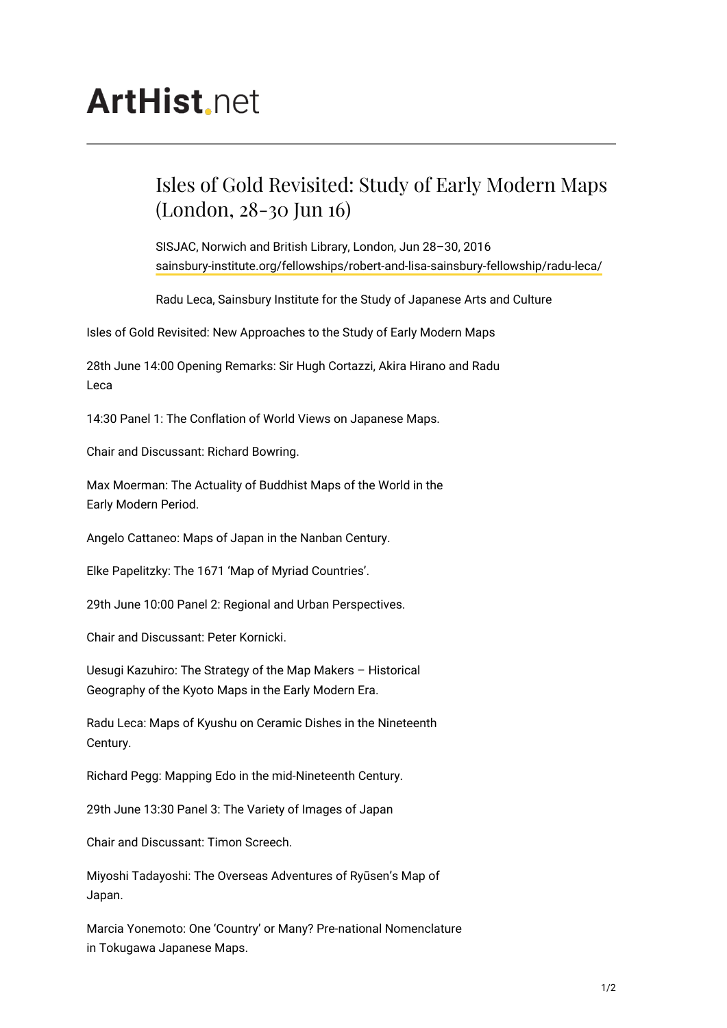# ArtHist.net

## Isles of Gold Revisited: Study of Early Modern Maps (London, 28-30 Jun 16)

SISJAC, Norwich and British Library, London, Jun 28–30, 2016
sainsbury-institute.org/fellowships/robert-and-lisa-sainsbury-fellowship/radu-leca/

Radu Leca, Sainsbury Institute for the Study of Japanese Arts and Culture

Isles of Gold Revisited: New Approaches to the Study of Early Modern Maps

28th June 14:00 Opening Remarks: Sir Hugh Cortazzi, Akira Hirano and Radu Leca

14:30 Panel 1: The Conflation of World Views on Japanese Maps.

Chair and Discussant: Richard Bowring.

Max Moerman: The Actuality of Buddhist Maps of the World in the Early Modern Period.

Angelo Cattaneo: Maps of Japan in the Nanban Century.

Elke Papelitzky: The 1671 'Map of Myriad Countries'.

29th June 10:00 Panel 2: Regional and Urban Perspectives.

Chair and Discussant: Peter Kornicki.

Uesugi Kazuhiro: The Strategy of the Map Makers – Historical Geography of the Kyoto Maps in the Early Modern Era.

Radu Leca: Maps of Kyushu on Ceramic Dishes in the Nineteenth Century.

Richard Pegg: Mapping Edo in the mid-Nineteenth Century.

29th June 13:30 Panel 3: The Variety of Images of Japan

Chair and Discussant: Timon Screech.

Miyoshi Tadayoshi: The Overseas Adventures of Ryūsen's Map of Japan.

Marcia Yonemoto: One 'Country' or Many? Pre-national Nomenclature in Tokugawa Japanese Maps.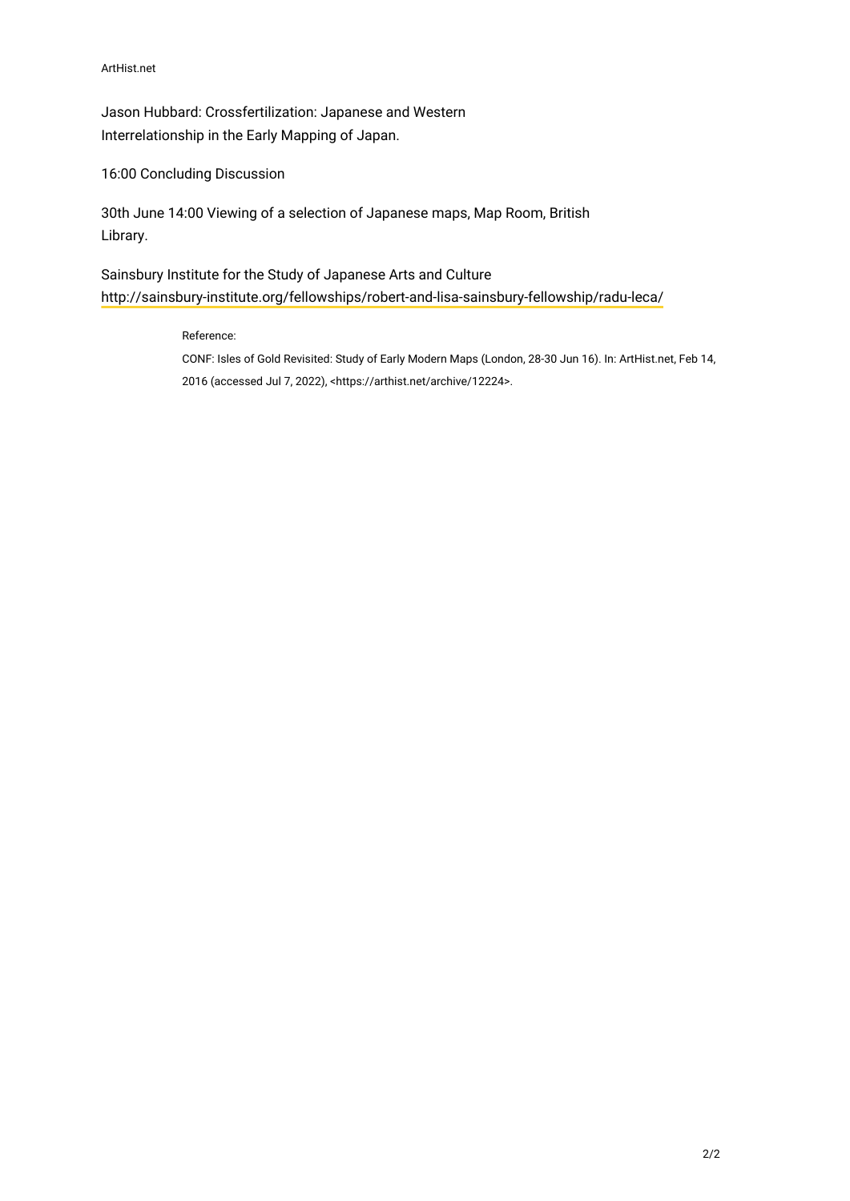Jason Hubbard: Crossfertilization: Japanese and Western Interrelationship in the Early Mapping of Japan.

16:00 Concluding Discussion

30th June 14:00 Viewing of a selection of Japanese maps, Map Room, British Library.

Sainsbury Institute for the Study of Japanese Arts and Culture
http://sainsbury-institute.org/fellowships/robert-and-lisa-sainsbury-fellowship/radu-leca/

Reference:

CONF: Isles of Gold Revisited: Study of Early Modern Maps (London, 28-30 Jun 16). In: ArtHist.net, Feb 14, 2016 (accessed Jul 7, 2022), <https://arthist.net/archive/12224>.